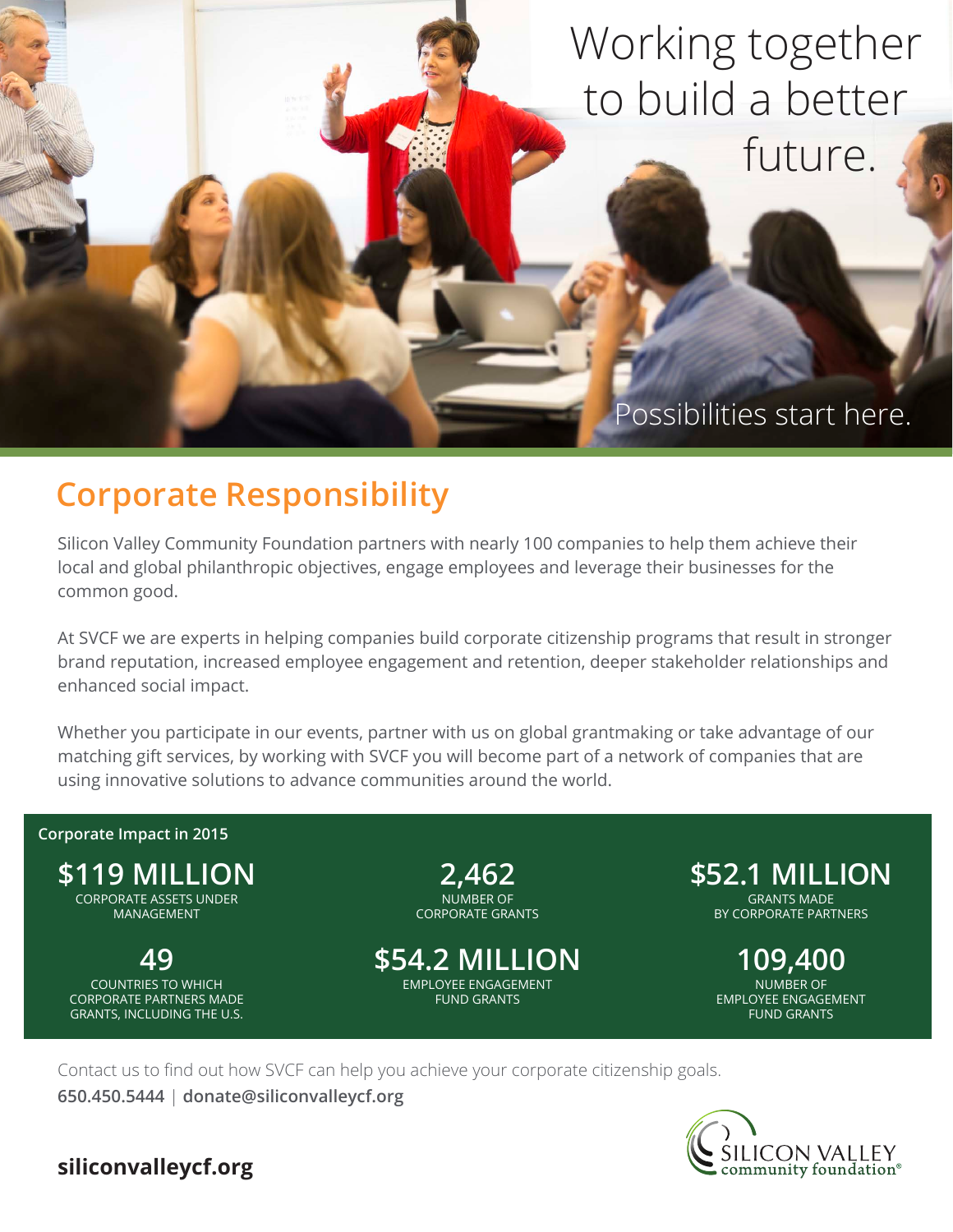Working together to build a better future.

Possibilities start here.

## Corporate Responsibility

Silicon Valley Community Foundation partners with nearly 100 companies to help them achieve their local and global philanthropic objectives, engage employees and leverage their businesses for the common good.

At SVCF we are experts in helping companies build corporate citizenship programs that result in stronger brand reputation, increased employee engagement and retention, deeper stakeholder relationships and enhanced social impact.

Whether you participate in our events, partner with us on global grantmaking or take advantage of our matching gift services, by working with SVCF you will become part of a network of companies that are using innovative solutions to advance communities around the world.

**Corporate Impact in 2015**

**$119 MILLION**
CORPORATE ASSETS UNDER MANAGEMENT

**2,462**
NUMBER OF CORPORATE GRANTS

**$52.1 MILLION**
GRANTS MADE BY CORPORATE PARTNERS

**49**
COUNTRIES TO WHICH CORPORATE PARTNERS MADE GRANTS, INCLUDING THE U.S.

**$54.2 MILLION**
EMPLOYEE ENGAGEMENT FUND GRANTS

**109,400**
NUMBER OF EMPLOYEE ENGAGEMENT FUND GRANTS

Contact us to find out how SVCF can help you achieve your corporate citizenship goals.
**650.450.5444** | **donate@siliconvalleycf.org**

**siliconvalleycf.org**

SILICON VALLEY community foundation®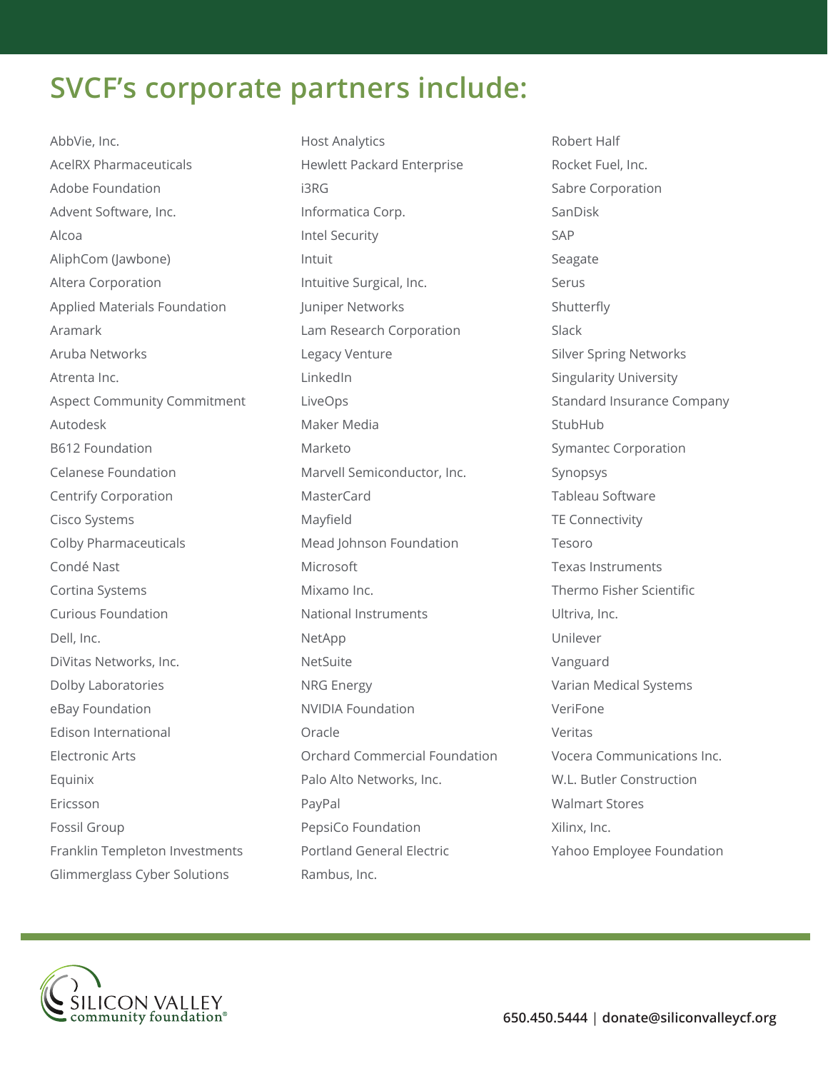# SVCF's corporate partners include:

AbbVie, Inc.
AcelRX Pharmaceuticals
Adobe Foundation
Advent Software, Inc.
Alcoa
AliphCom (Jawbone)
Altera Corporation
Applied Materials Foundation
Aramark
Aruba Networks
Atrenta Inc.
Aspect Community Commitment
Autodesk
B612 Foundation
Celanese Foundation
Centrify Corporation
Cisco Systems
Colby Pharmaceuticals
Condé Nast
Cortina Systems
Curious Foundation
Dell, Inc.
DiVitas Networks, Inc.
Dolby Laboratories
eBay Foundation
Edison International
Electronic Arts
Equinix
Ericsson
Fossil Group
Franklin Templeton Investments
Glimmerglass Cyber Solutions
Host Analytics
Hewlett Packard Enterprise
i3RG
Informatica Corp.
Intel Security
Intuit
Intuitive Surgical, Inc.
Juniper Networks
Lam Research Corporation
Legacy Venture
LinkedIn
LiveOps
Maker Media
Marketo
Marvell Semiconductor, Inc.
MasterCard
Mayfield
Mead Johnson Foundation
Microsoft
Mixamo Inc.
National Instruments
NetApp
NetSuite
NRG Energy
NVIDIA Foundation
Oracle
Orchard Commercial Foundation
Palo Alto Networks, Inc.
PayPal
PepsiCo Foundation
Portland General Electric
Rambus, Inc.
Robert Half
Rocket Fuel, Inc.
Sabre Corporation
SanDisk
SAP
Seagate
Serus
Shutterfly
Slack
Silver Spring Networks
Singularity University
Standard Insurance Company
StubHub
Symantec Corporation
Synopsys
Tableau Software
TE Connectivity
Tesoro
Texas Instruments
Thermo Fisher Scientific
Ultriva, Inc.
Unilever
Vanguard
Varian Medical Systems
VeriFone
Veritas
Vocera Communications Inc.
W.L. Butler Construction
Walmart Stores
Xilinx, Inc.
Yahoo Employee Foundation

SILICON VALLEY community foundation®

**650.450.5444 | donate@siliconvalleycf.org**